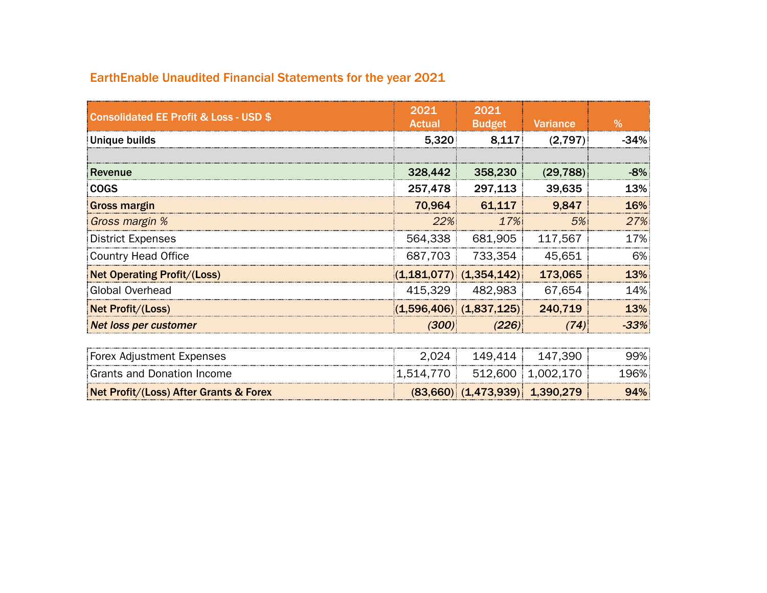## EarthEnable Unaudited Financial Statements for the year 2021

| Consolidated EE Profit & Loss - USD $ | 2021 Actual | 2021 Budget | Variance | % |
|---|---|---|---|---|
| **Unique builds** | **5,320** | **8,117** | **(2,797)** | **-34%** |
| | | | | |
| **Revenue** | **328,442** | **358,230** | **(29,788)** | **-8%** |
| **COGS** | **257,478** | **297,113** | **39,635** | **13%** |
| **Gross margin** | **70,964** | **61,117** | **9,847** | **16%** |
| *Gross margin %* | *22%* | *17%* | *5%* | *27%* |
| District Expenses | 564,338 | 681,905 | 117,567 | 17% |
| Country Head Office | 687,703 | 733,354 | 45,651 | 6% |
| **Net Operating Profit/(Loss)** | **(1,181,077)** | **(1,354,142)** | **173,065** | **13%** |
| Global Overhead | 415,329 | 482,983 | 67,654 | 14% |
| **Net Profit/(Loss)** | **(1,596,406)** | **(1,837,125)** | **240,719** | **13%** |
| ***Net loss per customer*** | ***(300)*** | ***(226)*** | ***(74)*** | ***-33%*** |
| | | | | |
| Forex Adjustment Expenses | 2,024 | 149,414 | 147,390 | 99% |
| Grants and Donation Income | 1,514,770 | 512,600 | 1,002,170 | 196% |
| **Net Profit/(Loss) After Grants & Forex** | **(83,660)** | **(1,473,939)** | **1,390,279** | **94%** |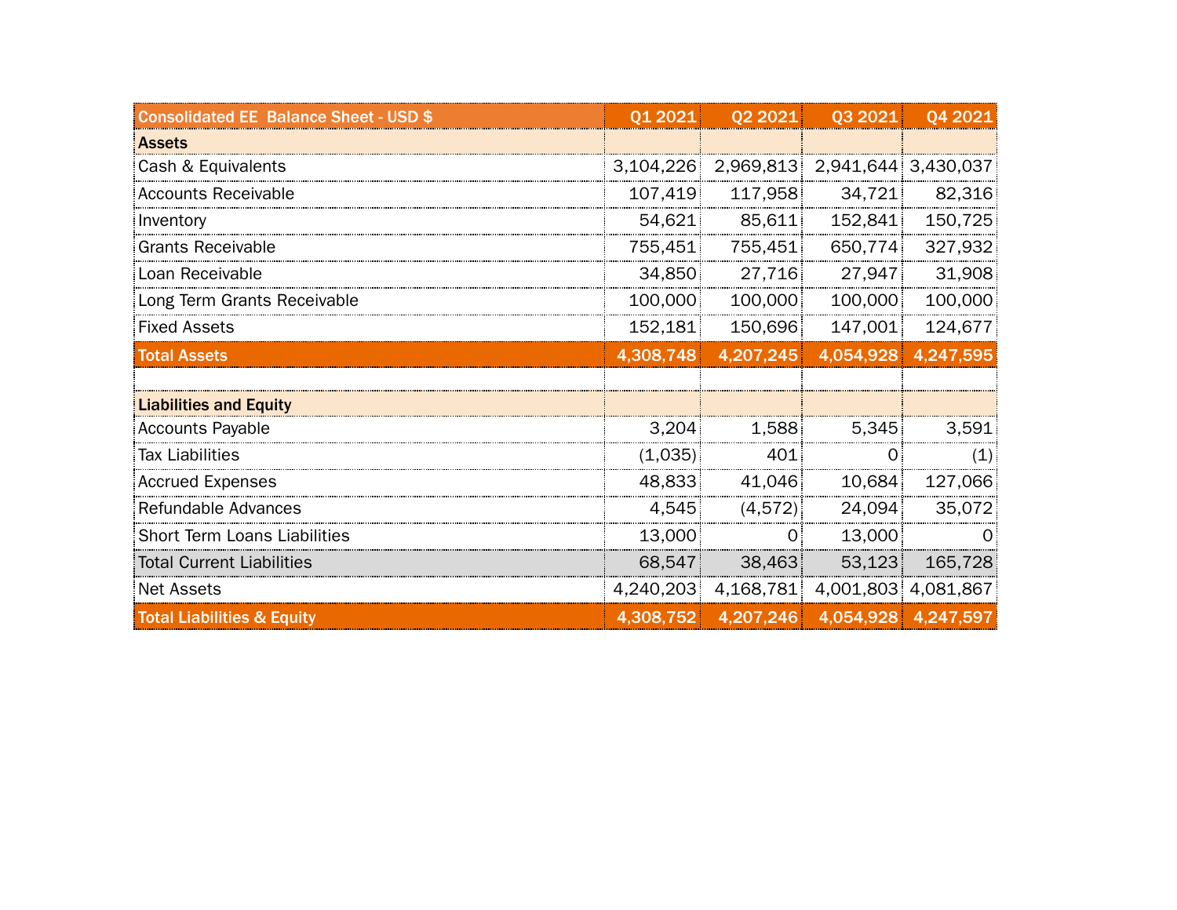| Consolidated EE  Balance Sheet - USD $ | Q1 2021 | Q2 2021 | Q3 2021 | Q4 2021 |
|---|---|---|---|---|
| **Assets** | | | | |
| Cash & Equivalents | 3,104,226 | 2,969,813 | 2,941,644 | 3,430,037 |
| Accounts Receivable | 107,419 | 117,958 | 34,721 | 82,316 |
| Inventory | 54,621 | 85,611 | 152,841 | 150,725 |
| Grants Receivable | 755,451 | 755,451 | 650,774 | 327,932 |
| Loan Receivable | 34,850 | 27,716 | 27,947 | 31,908 |
| Long Term Grants Receivable | 100,000 | 100,000 | 100,000 | 100,000 |
| Fixed Assets | 152,181 | 150,696 | 147,001 | 124,677 |
| **Total Assets** | **4,308,748** | **4,207,245** | **4,054,928** | **4,247,595** |
| | | | | |
| **Liabilities and Equity** | | | | |
| Accounts Payable | 3,204 | 1,588 | 5,345 | 3,591 |
| Tax Liabilities | (1,035) | 401 | 0 | (1) |
| Accrued Expenses | 48,833 | 41,046 | 10,684 | 127,066 |
| Refundable Advances | 4,545 | (4,572) | 24,094 | 35,072 |
| Short Term Loans Liabilities | 13,000 | 0 | 13,000 | 0 |
| Total Current Liabilities | 68,547 | 38,463 | 53,123 | 165,728 |
| Net Assets | 4,240,203 | 4,168,781 | 4,001,803 | 4,081,867 |
| **Total Liabilities & Equity** | **4,308,752** | **4,207,246** | **4,054,928** | **4,247,597** |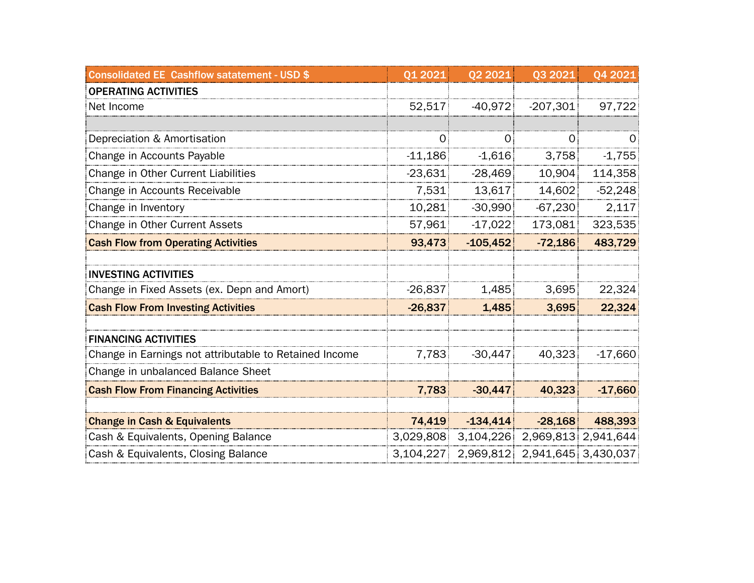| Consolidated EE Cashflow satatement - USD $ | Q1 2021 | Q2 2021 | Q3 2021 | Q4 2021 |
|---|---|---|---|---|
| **OPERATING ACTIVITIES** | | | | |
| Net Income | 52,517 | -40,972 | -207,301 | 97,722 |
| | | | | |
| Depreciation & Amortisation | 0 | 0 | 0 | 0 |
| Change in Accounts Payable | -11,186 | -1,616 | 3,758 | -1,755 |
| Change in Other Current Liabilities | -23,631 | -28,469 | 10,904 | 114,358 |
| Change in Accounts Receivable | 7,531 | 13,617 | 14,602 | -52,248 |
| Change in Inventory | 10,281 | -30,990 | -67,230 | 2,117 |
| Change in Other Current Assets | 57,961 | -17,022 | 173,081 | 323,535 |
| **Cash Flow from Operating Activities** | **93,473** | **-105,452** | **-72,186** | **483,729** |
| | | | | |
| **INVESTING ACTIVITIES** | | | | |
| Change in Fixed Assets (ex. Depn and Amort) | -26,837 | 1,485 | 3,695 | 22,324 |
| **Cash Flow From Investing Activities** | **-26,837** | **1,485** | **3,695** | **22,324** |
| | | | | |
| **FINANCING ACTIVITIES** | | | | |
| Change in Earnings not attributable to Retained Income | 7,783 | -30,447 | 40,323 | -17,660 |
| Change in unbalanced Balance Sheet | | | | |
| **Cash Flow From Financing Activities** | **7,783** | **-30,447** | **40,323** | **-17,660** |
| | | | | |
| **Change in Cash & Equivalents** | **74,419** | **-134,414** | **-28,168** | **488,393** |
| Cash & Equivalents, Opening Balance | 3,029,808 | 3,104,226 | 2,969,813 | 2,941,644 |
| Cash & Equivalents, Closing Balance | 3,104,227 | 2,969,812 | 2,941,645 | 3,430,037 |